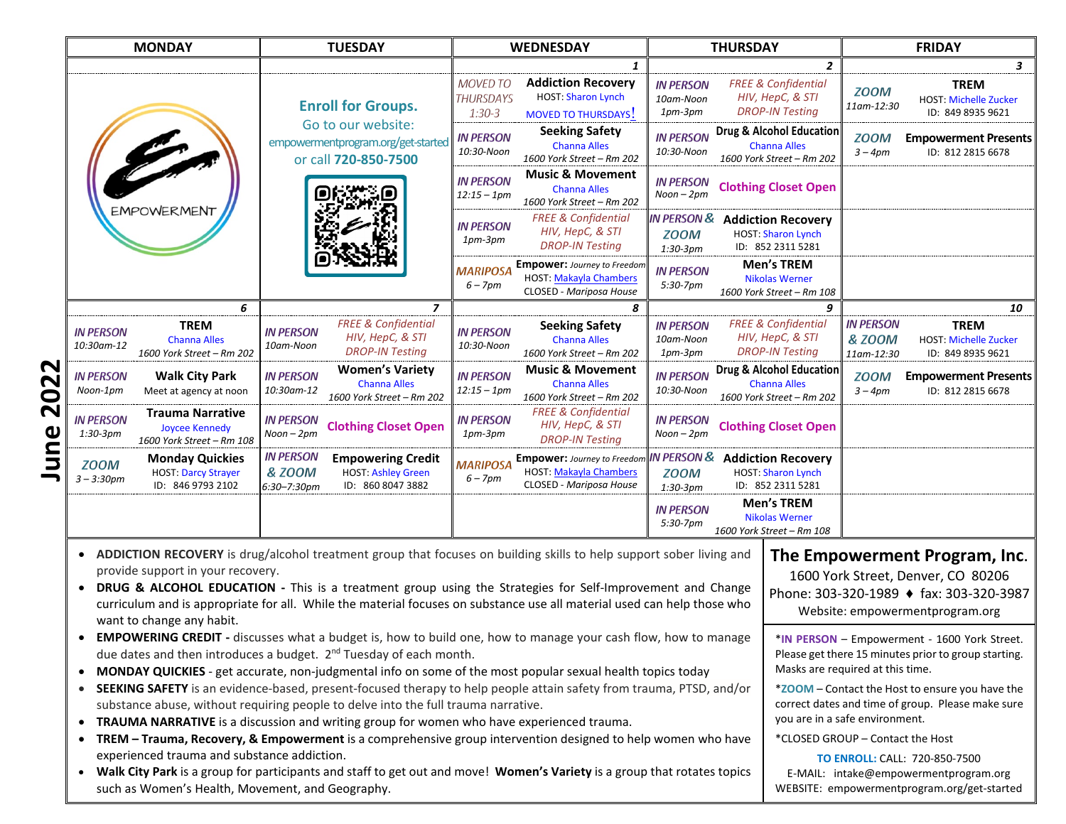# June 2022

| MONDAY | TUESDAY | WEDNESDAY | THURSDAY | FRIDAY |
|---|---|---|---|---|
| | | **1** | **2** | **3** |
| EMPOWERMENT | **Enroll for Groups.** Go to our website: empowermentprogram.org/get-started or call **720-850-7500** | *MOVED TO THURSDAYS 1:30-3* **Addiction Recovery** HOST: Sharon Lynch MOVED TO THURSDAYS! | *IN PERSON 10am-Noon 1pm-3pm* *FREE & Confidential HIV, HepC, & STI DROP-IN Testing* | *ZOOM 11am-12:30* **TREM** HOST: Michelle Zucker ID: 849 8935 9621 |
| | | *IN PERSON 10:30-Noon* **Seeking Safety** Channa Alles 1600 York Street – Rm 202 | *IN PERSON 10:30-Noon* **Drug & Alcohol Education** Channa Alles 1600 York Street – Rm 202 | *ZOOM 3 – 4pm* **Empowerment Presents** ID: 812 2815 6678 |
| | | *IN PERSON 12:15 – 1pm* **Music & Movement** Channa Alles 1600 York Street – Rm 202 | *IN PERSON Noon – 2pm* **Clothing Closet Open** | |
| | | *IN PERSON 1pm-3pm* *FREE & Confidential HIV, HepC, & STI DROP-IN Testing* | *IN PERSON & ZOOM 1:30-3pm* **Addiction Recovery** HOST: Sharon Lynch ID: 852 2311 5281 | |
| | | *MARIPOSA 6 – 7pm* **Empower:** *Journey to Freedom* HOST: Makayla Chambers CLOSED - *Mariposa House* | *IN PERSON 5:30-7pm* **Men's TREM** Nikolas Werner 1600 York Street – Rm 108 | |
| **6** | **7** | **8** | **9** | **10** |
| *IN PERSON 10:30am-12* **TREM** Channa Alles 1600 York Street – Rm 202 | *IN PERSON 10am-Noon* *FREE & Confidential HIV, HepC, & STI DROP-IN Testing* | *IN PERSON 10:30-Noon* **Seeking Safety** Channa Alles 1600 York Street – Rm 202 | *IN PERSON 10am-Noon 1pm-3pm* *FREE & Confidential HIV, HepC, & STI DROP-IN Testing* | *IN PERSON & ZOOM 11am-12:30* **TREM** HOST: Michelle Zucker ID: 849 8935 9621 |
| *IN PERSON Noon-1pm* **Walk City Park** Meet at agency at noon | *IN PERSON 10:30am-12* **Women's Variety** Channa Alles 1600 York Street – Rm 202 | *IN PERSON 12:15 – 1pm* **Music & Movement** Channa Alles 1600 York Street – Rm 202 | *IN PERSON 10:30-Noon* **Drug & Alcohol Education** Channa Alles 1600 York Street – Rm 202 | *ZOOM 3 – 4pm* **Empowerment Presents** ID: 812 2815 6678 |
| *IN PERSON 1:30-3pm* **Trauma Narrative** Joycee Kennedy 1600 York Street – Rm 108 | *IN PERSON Noon – 2pm* **Clothing Closet Open** | *IN PERSON 1pm-3pm* *FREE & Confidential HIV, HepC, & STI DROP-IN Testing* | *IN PERSON Noon – 2pm* **Clothing Closet Open** | |
| *ZOOM 3 – 3:30pm* **Monday Quickies** HOST: Darcy Strayer ID: 846 9793 2102 | *IN PERSON & ZOOM 6:30–7:30pm* **Empowering Credit** HOST: Ashley Green ID: 860 8047 3882 | *MARIPOSA 6 – 7pm* **Empower:** *Journey to Freedom* HOST: Makayla Chambers CLOSED - *Mariposa House* | *IN PERSON & ZOOM 1:30-3pm* **Addiction Recovery** HOST: Sharon Lynch ID: 852 2311 5281 | |
| | | | *IN PERSON 5:30-7pm* **Men's TREM** Nikolas Werner 1600 York Street – Rm 108 | |

- **ADDICTION RECOVERY** is drug/alcohol treatment group that focuses on building skills to help support sober living and provide support in your recovery.
- **DRUG & ALCOHOL EDUCATION -** This is a treatment group using the Strategies for Self-Improvement and Change curriculum and is appropriate for all. While the material focuses on substance use all material used can help those who want to change any habit.
- **EMPOWERING CREDIT -** discusses what a budget is, how to build one, how to manage your cash flow, how to manage due dates and then introduces a budget. 2nd Tuesday of each month.
- **MONDAY QUICKIES** - get accurate, non-judgmental info on some of the most popular sexual health topics today
- **SEEKING SAFETY** is an evidence-based, present-focused therapy to help people attain safety from trauma, PTSD, and/or substance abuse, without requiring people to delve into the full trauma narrative.
- **TRAUMA NARRATIVE** is a discussion and writing group for women who have experienced trauma.
- **TREM – Trauma, Recovery, & Empowerment** is a comprehensive group intervention designed to help women who have experienced trauma and substance addiction.
- **Walk City Park** is a group for participants and staff to get out and move! **Women's Variety** is a group that rotates topics such as Women's Health, Movement, and Geography.

**The Empowerment Program, Inc.**
1600 York Street, Denver, CO 80206
Phone: 303-320-1989 ♦ fax: 303-320-3987
Website: empowermentprogram.org

*IN PERSON – Empowerment - 1600 York Street. Please get there 15 minutes prior to group starting. Masks are required at this time.

*ZOOM – Contact the Host to ensure you have the correct dates and time of group. Please make sure you are in a safe environment.

*CLOSED GROUP – Contact the Host

**TO ENROLL:** CALL: 720-850-7500
E-MAIL: intake@empowermentprogram.org
WEBSITE: empowermentprogram.org/get-started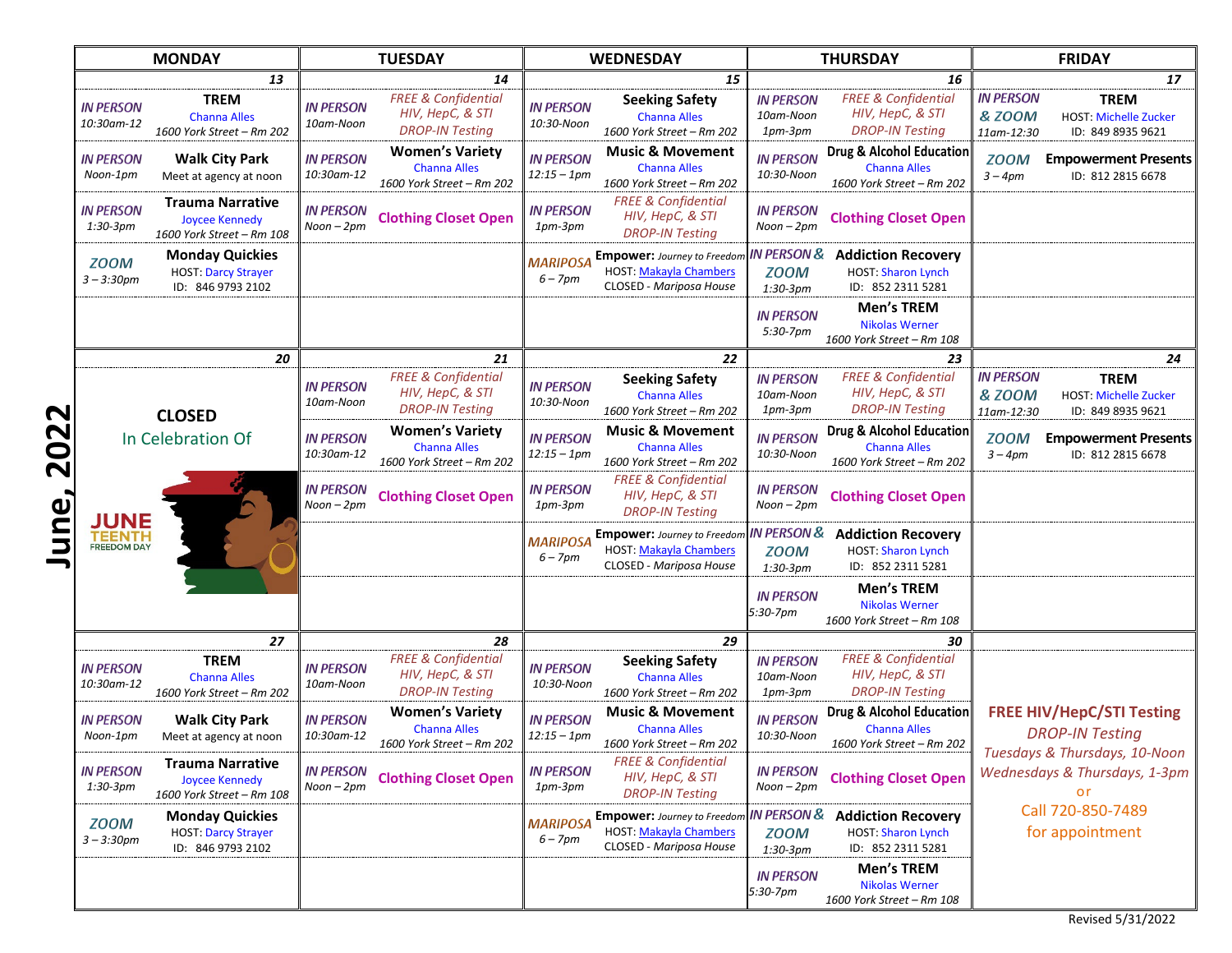# June, 2022

| MONDAY | TUESDAY | WEDNESDAY | THURSDAY | FRIDAY |
|---|---|---|---|---|
| **13** | **14** | **15** | **16** | **17** |
| *IN PERSON* 10:30am-12 — **TREM** Channa Alles 1600 York Street – Rm 202 | *IN PERSON* 10am-Noon — *FREE & Confidential HIV, HepC, & STI DROP-IN Testing* | *IN PERSON* 10:30-Noon — **Seeking Safety** Channa Alles 1600 York Street – Rm 202 | *IN PERSON* 10am-Noon 1pm-3pm — *FREE & Confidential HIV, HepC, & STI DROP-IN Testing* | *IN PERSON & ZOOM* 11am-12:30 — **TREM** HOST: Michelle Zucker ID: 849 8935 9621 |
| *IN PERSON* Noon-1pm — **Walk City Park** Meet at agency at noon | *IN PERSON* 10:30am-12 — **Women's Variety** Channa Alles 1600 York Street – Rm 202 | *IN PERSON* 12:15 – 1pm — **Music & Movement** Channa Alles 1600 York Street – Rm 202 | *IN PERSON* 10:30-Noon — **Drug & Alcohol Education** Channa Alles 1600 York Street – Rm 202 | *ZOOM* 3 – 4pm — **Empowerment Presents** ID: 812 2815 6678 |
| *IN PERSON* 1:30-3pm — **Trauma Narrative** Joycee Kennedy 1600 York Street – Rm 108 | *IN PERSON* Noon – 2pm — **Clothing Closet Open** | *IN PERSON* 1pm-3pm — *FREE & Confidential HIV, HepC, & STI DROP-IN Testing* | *IN PERSON* Noon – 2pm — **Clothing Closet Open** | |
| *ZOOM* 3 – 3:30pm — **Monday Quickies** HOST: Darcy Strayer ID: 846 9793 2102 | | *MARIPOSA* 6 – 7pm — **Empower:** Journey to Freedom HOST: Makayla Chambers CLOSED - *Mariposa House* | *IN PERSON & ZOOM* 1:30-3pm — **Addiction Recovery** HOST: Sharon Lynch ID: 852 2311 5281 | |
| | | | *IN PERSON* 5:30-7pm — **Men's TREM** Nikolas Werner 1600 York Street – Rm 108 | |
| **20** | **21** | **22** | **23** | **24** |
| **CLOSED** In Celebration Of JUNETEENTH FREEDOM DAY | *IN PERSON* 10am-Noon — *FREE & Confidential HIV, HepC, & STI DROP-IN Testing* | *IN PERSON* 10:30-Noon — **Seeking Safety** Channa Alles 1600 York Street – Rm 202 | *IN PERSON* 10am-Noon 1pm-3pm — *FREE & Confidential HIV, HepC, & STI DROP-IN Testing* | *IN PERSON & ZOOM* 11am-12:30 — **TREM** HOST: Michelle Zucker ID: 849 8935 9621 |
| | *IN PERSON* 10:30am-12 — **Women's Variety** Channa Alles 1600 York Street – Rm 202 | *IN PERSON* 12:15 – 1pm — **Music & Movement** Channa Alles 1600 York Street – Rm 202 | *IN PERSON* 10:30-Noon — **Drug & Alcohol Education** Channa Alles 1600 York Street – Rm 202 | *ZOOM* 3 – 4pm — **Empowerment Presents** ID: 812 2815 6678 |
| | *IN PERSON* Noon – 2pm — **Clothing Closet Open** | *IN PERSON* 1pm-3pm — *FREE & Confidential HIV, HepC, & STI DROP-IN Testing* | *IN PERSON* Noon – 2pm — **Clothing Closet Open** | |
| | | *MARIPOSA* 6 – 7pm — **Empower:** Journey to Freedom HOST: Makayla Chambers CLOSED - *Mariposa House* | *IN PERSON & ZOOM* 1:30-3pm — **Addiction Recovery** HOST: Sharon Lynch ID: 852 2311 5281 | |
| | | | *IN PERSON* 5:30-7pm — **Men's TREM** Nikolas Werner 1600 York Street – Rm 108 | |
| **27** | **28** | **29** | **30** | |
| *IN PERSON* 10:30am-12 — **TREM** Channa Alles 1600 York Street – Rm 202 | *IN PERSON* 10am-Noon — *FREE & Confidential HIV, HepC, & STI DROP-IN Testing* | *IN PERSON* 10:30-Noon — **Seeking Safety** Channa Alles 1600 York Street – Rm 202 | *IN PERSON* 10am-Noon 1pm-3pm — *FREE & Confidential HIV, HepC, & STI DROP-IN Testing* | **FREE HIV/HepC/STI Testing** *DROP-IN Testing* *Tuesdays & Thursdays, 10-Noon* *Wednesdays & Thursdays, 1-3pm* or Call 720-850-7489 for appointment |
| *IN PERSON* Noon-1pm — **Walk City Park** Meet at agency at noon | *IN PERSON* 10:30am-12 — **Women's Variety** Channa Alles 1600 York Street – Rm 202 | *IN PERSON* 12:15 – 1pm — **Music & Movement** Channa Alles 1600 York Street – Rm 202 | *IN PERSON* 10:30-Noon — **Drug & Alcohol Education** Channa Alles 1600 York Street – Rm 202 | |
| *IN PERSON* 1:30-3pm — **Trauma Narrative** Joycee Kennedy 1600 York Street – Rm 108 | *IN PERSON* Noon – 2pm — **Clothing Closet Open** | *IN PERSON* 1pm-3pm — *FREE & Confidential HIV, HepC, & STI DROP-IN Testing* | *IN PERSON* Noon – 2pm — **Clothing Closet Open** | |
| *ZOOM* 3 – 3:30pm — **Monday Quickies** HOST: Darcy Strayer ID: 846 9793 2102 | | *MARIPOSA* 6 – 7pm — **Empower:** Journey to Freedom HOST: Makayla Chambers CLOSED - *Mariposa House* | *IN PERSON & ZOOM* 1:30-3pm — **Addiction Recovery** HOST: Sharon Lynch ID: 852 2311 5281 | |
| | | | *IN PERSON* 5:30-7pm — **Men's TREM** Nikolas Werner 1600 York Street – Rm 108 | |

Revised 5/31/2022